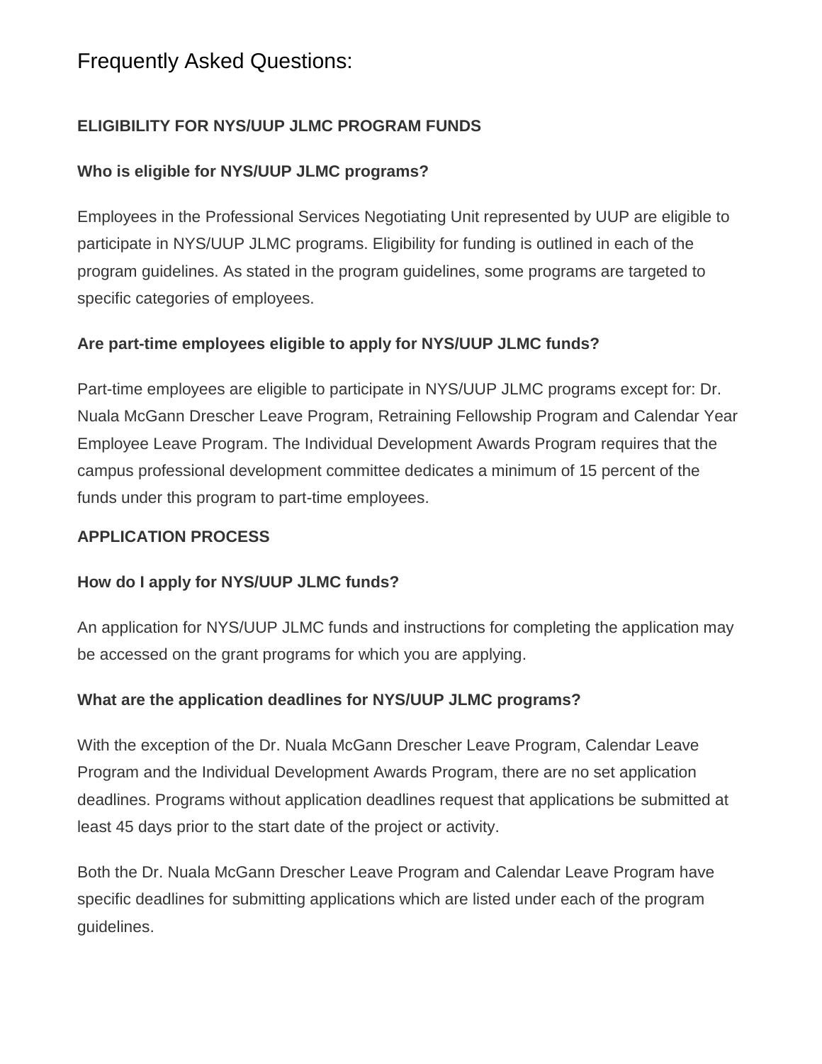# Frequently Asked Questions:

## ELIGIBILITY FOR NYS/UUP JLMC PROGRAM FUNDS

### Who is eligible for NYS/UUP JLMC programs?

Employees in the Professional Services Negotiating Unit represented by UUP are eligible to participate in NYS/UUP JLMC programs. Eligibility for funding is outlined in each of the program guidelines. As stated in the program guidelines, some programs are targeted to specific categories of employees.

### Are part-time employees eligible to apply for NYS/UUP JLMC funds?

Part-time employees are eligible to participate in NYS/UUP JLMC programs except for: Dr. Nuala McGann Drescher Leave Program, Retraining Fellowship Program and Calendar Year Employee Leave Program. The Individual Development Awards Program requires that the campus professional development committee dedicates a minimum of 15 percent of the funds under this program to part-time employees.

## APPLICATION PROCESS

### How do I apply for NYS/UUP JLMC funds?

An application for NYS/UUP JLMC funds and instructions for completing the application may be accessed on the grant programs for which you are applying.

### What are the application deadlines for NYS/UUP JLMC programs?

With the exception of the Dr. Nuala McGann Drescher Leave Program, Calendar Leave Program and the Individual Development Awards Program, there are no set application deadlines. Programs without application deadlines request that applications be submitted at least 45 days prior to the start date of the project or activity.

Both the Dr. Nuala McGann Drescher Leave Program and Calendar Leave Program have specific deadlines for submitting applications which are listed under each of the program guidelines.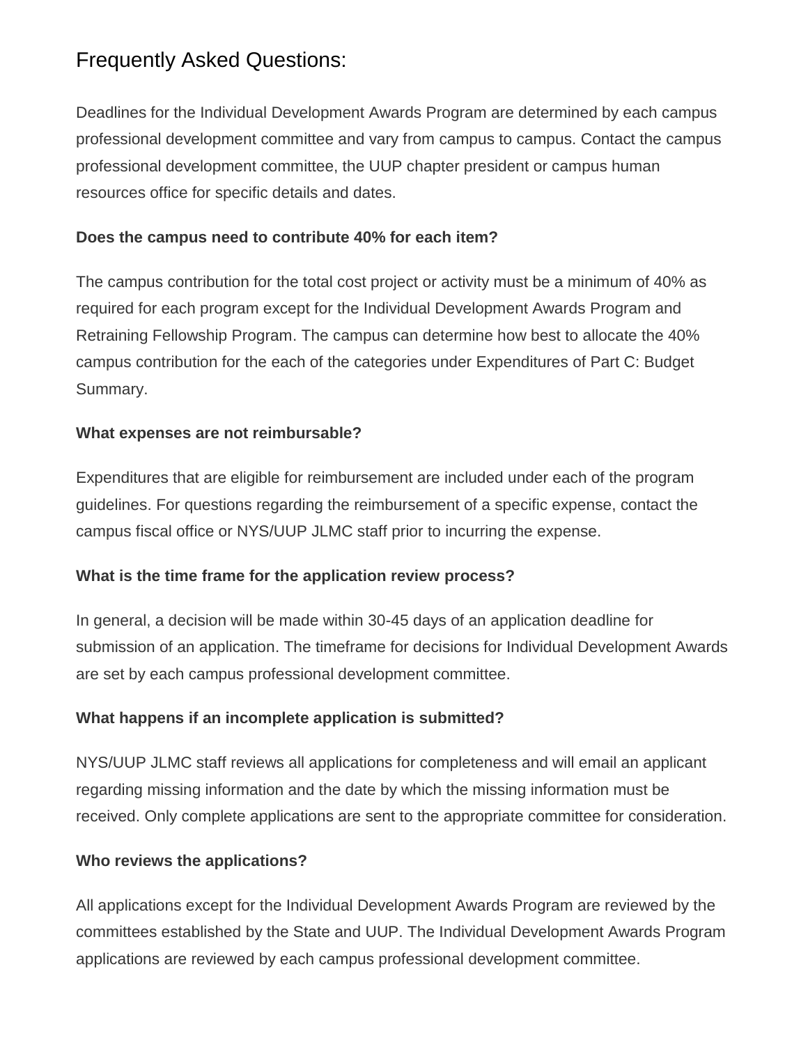## Frequently Asked Questions:

Deadlines for the Individual Development Awards Program are determined by each campus professional development committee and vary from campus to campus. Contact the campus professional development committee, the UUP chapter president or campus human resources office for specific details and dates.

**Does the campus need to contribute 40% for each item?**

The campus contribution for the total cost project or activity must be a minimum of 40% as required for each program except for the Individual Development Awards Program and Retraining Fellowship Program. The campus can determine how best to allocate the 40% campus contribution for the each of the categories under Expenditures of Part C: Budget Summary.

**What expenses are not reimbursable?**

Expenditures that are eligible for reimbursement are included under each of the program guidelines. For questions regarding the reimbursement of a specific expense, contact the campus fiscal office or NYS/UUP JLMC staff prior to incurring the expense.

**What is the time frame for the application review process?**

In general, a decision will be made within 30-45 days of an application deadline for submission of an application. The timeframe for decisions for Individual Development Awards are set by each campus professional development committee.

**What happens if an incomplete application is submitted?**

NYS/UUP JLMC staff reviews all applications for completeness and will email an applicant regarding missing information and the date by which the missing information must be received. Only complete applications are sent to the appropriate committee for consideration.

**Who reviews the applications?**

All applications except for the Individual Development Awards Program are reviewed by the committees established by the State and UUP. The Individual Development Awards Program applications are reviewed by each campus professional development committee.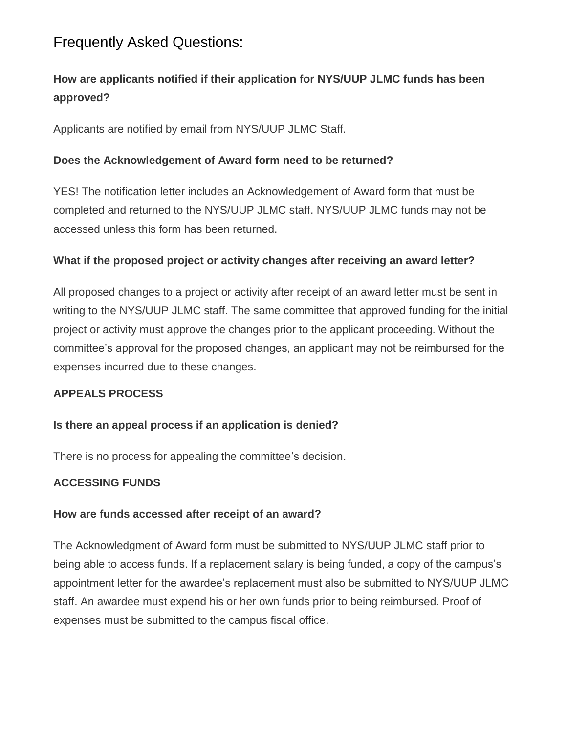# Frequently Asked Questions:

**How are applicants notified if their application for NYS/UUP JLMC funds has been approved?**

Applicants are notified by email from NYS/UUP JLMC Staff.

**Does the Acknowledgement of Award form need to be returned?**

YES! The notification letter includes an Acknowledgement of Award form that must be completed and returned to the NYS/UUP JLMC staff. NYS/UUP JLMC funds may not be accessed unless this form has been returned.

**What if the proposed project or activity changes after receiving an award letter?**

All proposed changes to a project or activity after receipt of an award letter must be sent in writing to the NYS/UUP JLMC staff. The same committee that approved funding for the initial project or activity must approve the changes prior to the applicant proceeding. Without the committee's approval for the proposed changes, an applicant may not be reimbursed for the expenses incurred due to these changes.

**APPEALS PROCESS**

**Is there an appeal process if an application is denied?**

There is no process for appealing the committee's decision.

**ACCESSING FUNDS**

**How are funds accessed after receipt of an award?**

The Acknowledgment of Award form must be submitted to NYS/UUP JLMC staff prior to being able to access funds. If a replacement salary is being funded, a copy of the campus's appointment letter for the awardee's replacement must also be submitted to NYS/UUP JLMC staff. An awardee must expend his or her own funds prior to being reimbursed. Proof of expenses must be submitted to the campus fiscal office.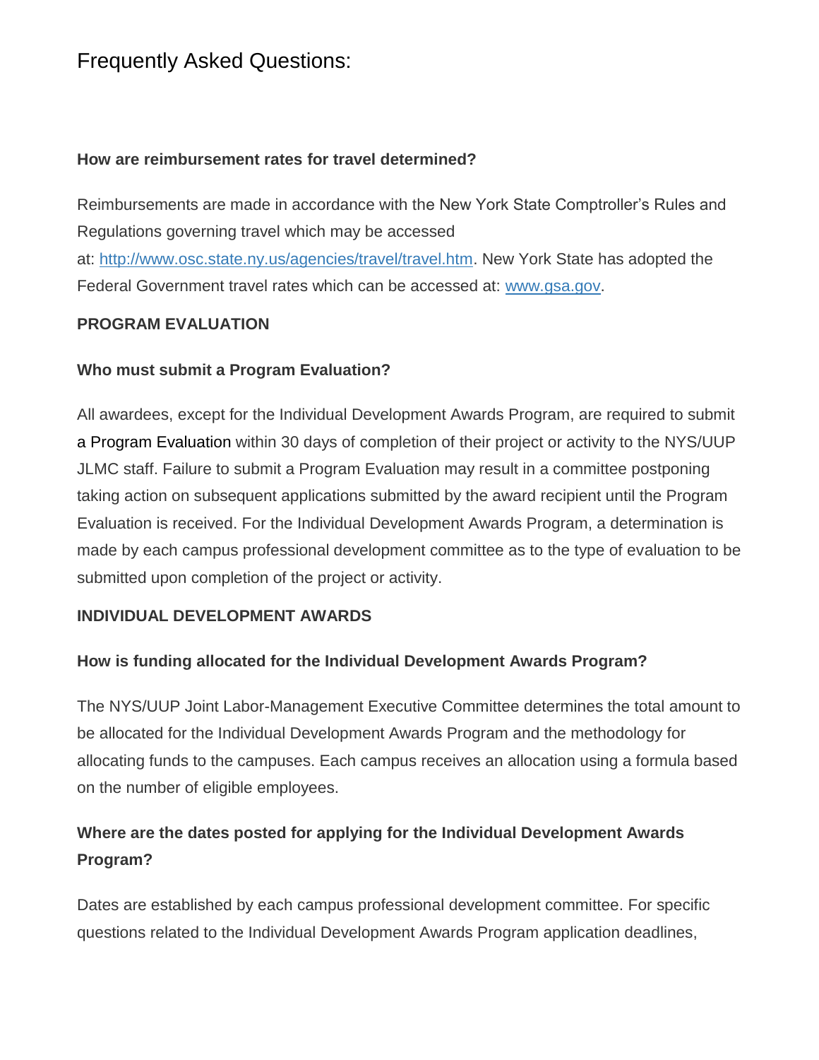# Frequently Asked Questions:

**How are reimbursement rates for travel determined?**

Reimbursements are made in accordance with the New York State Comptroller's Rules and Regulations governing travel which may be accessed at: [http://www.osc.state.ny.us/agencies/travel/travel.htm](http://www.osc.state.ny.us/agencies/travel/travel.htm). New York State has adopted the Federal Government travel rates which can be accessed at: [www.gsa.gov](http://www.gsa.gov).

**PROGRAM EVALUATION**

**Who must submit a Program Evaluation?**

All awardees, except for the Individual Development Awards Program, are required to submit a Program Evaluation within 30 days of completion of their project or activity to the NYS/UUP JLMC staff. Failure to submit a Program Evaluation may result in a committee postponing taking action on subsequent applications submitted by the award recipient until the Program Evaluation is received. For the Individual Development Awards Program, a determination is made by each campus professional development committee as to the type of evaluation to be submitted upon completion of the project or activity.

**INDIVIDUAL DEVELOPMENT AWARDS**

**How is funding allocated for the Individual Development Awards Program?**

The NYS/UUP Joint Labor-Management Executive Committee determines the total amount to be allocated for the Individual Development Awards Program and the methodology for allocating funds to the campuses. Each campus receives an allocation using a formula based on the number of eligible employees.

**Where are the dates posted for applying for the Individual Development Awards Program?**

Dates are established by each campus professional development committee. For specific questions related to the Individual Development Awards Program application deadlines,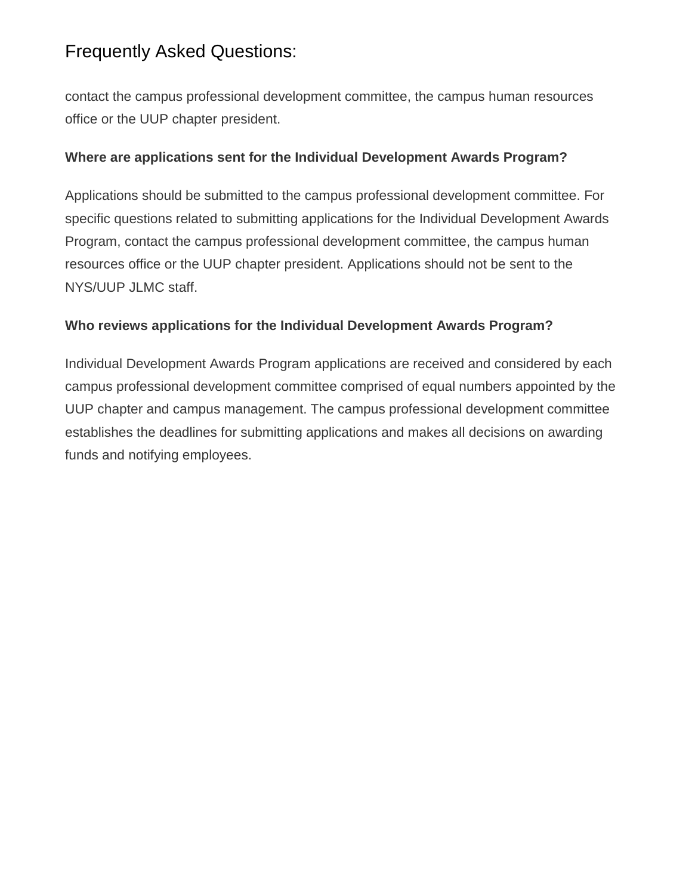# Frequently Asked Questions:

contact the campus professional development committee, the campus human resources office or the UUP chapter president.

**Where are applications sent for the Individual Development Awards Program?**

Applications should be submitted to the campus professional development committee. For specific questions related to submitting applications for the Individual Development Awards Program, contact the campus professional development committee, the campus human resources office or the UUP chapter president. Applications should not be sent to the NYS/UUP JLMC staff.

**Who reviews applications for the Individual Development Awards Program?**

Individual Development Awards Program applications are received and considered by each campus professional development committee comprised of equal numbers appointed by the UUP chapter and campus management. The campus professional development committee establishes the deadlines for submitting applications and makes all decisions on awarding funds and notifying employees.